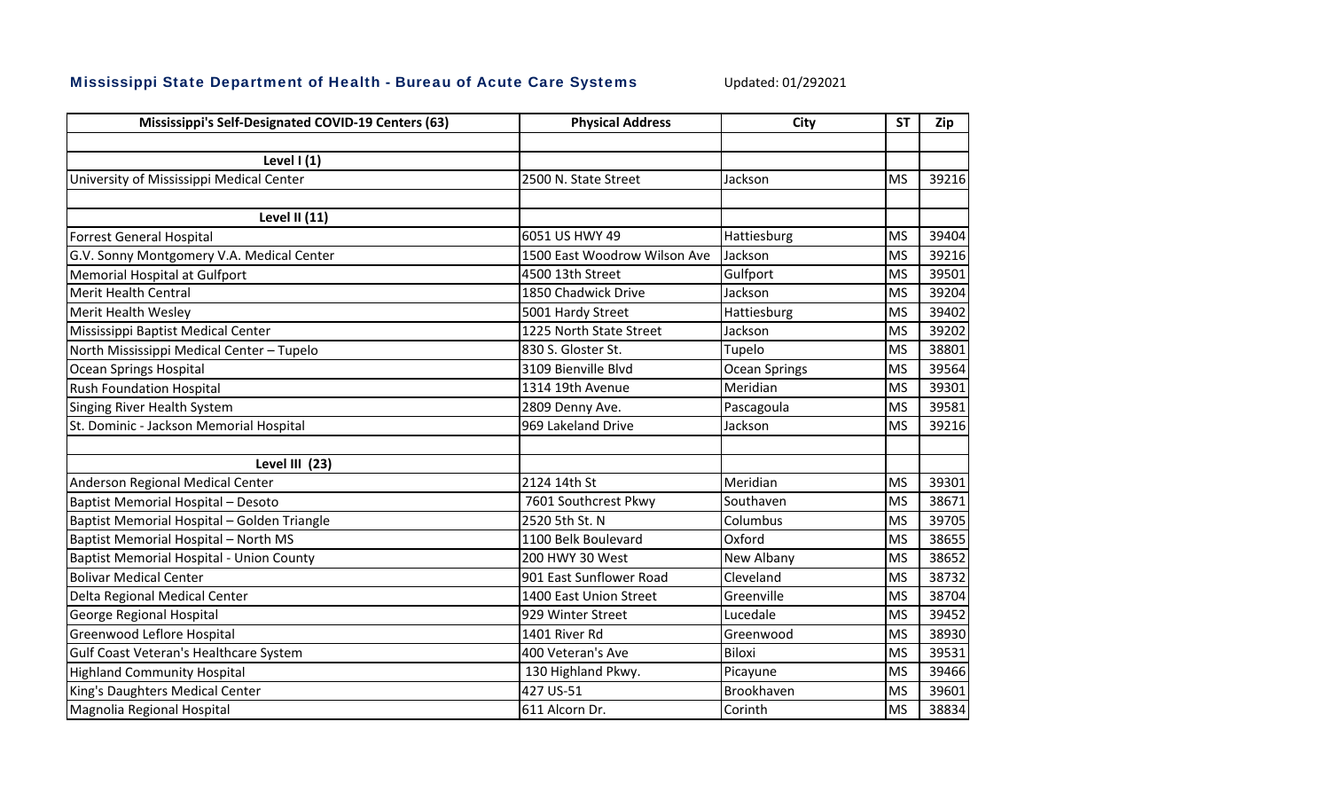## Mississippi State Department of Health - Bureau of Acute Care Systems

Updated: 01/292021

| Mississippi's Self-Designated COVID-19 Centers (63) | Physical Address | City | ST | Zip |
|---|---|---|---|---|
| | | | | |
| **Level I (1)** | | | | |
| University of Mississippi Medical Center | 2500 N. State Street | Jackson | MS | 39216 |
| | | | | |
| **Level II (11)** | | | | |
| Forrest General Hospital | 6051 US HWY 49 | Hattiesburg | MS | 39404 |
| G.V. Sonny Montgomery V.A. Medical Center | 1500 East Woodrow Wilson Ave | Jackson | MS | 39216 |
| Memorial Hospital at Gulfport | 4500 13th Street | Gulfport | MS | 39501 |
| Merit Health Central | 1850 Chadwick Drive | Jackson | MS | 39204 |
| Merit Health Wesley | 5001 Hardy Street | Hattiesburg | MS | 39402 |
| Mississippi Baptist Medical Center | 1225 North State Street | Jackson | MS | 39202 |
| North Mississippi Medical Center – Tupelo | 830 S. Gloster St. | Tupelo | MS | 38801 |
| Ocean Springs Hospital | 3109 Bienville Blvd | Ocean Springs | MS | 39564 |
| Rush Foundation Hospital | 1314 19th Avenue | Meridian | MS | 39301 |
| Singing River Health System | 2809 Denny Ave. | Pascagoula | MS | 39581 |
| St. Dominic - Jackson Memorial Hospital | 969 Lakeland Drive | Jackson | MS | 39216 |
| | | | | |
| **Level III (23)** | | | | |
| Anderson Regional Medical Center | 2124 14th St | Meridian | MS | 39301 |
| Baptist Memorial Hospital – Desoto | 7601 Southcrest Pkwy | Southaven | MS | 38671 |
| Baptist Memorial Hospital – Golden Triangle | 2520 5th St. N | Columbus | MS | 39705 |
| Baptist Memorial Hospital – North MS | 1100 Belk Boulevard | Oxford | MS | 38655 |
| Baptist Memorial Hospital - Union County | 200 HWY 30 West | New Albany | MS | 38652 |
| Bolivar Medical Center | 901 East Sunflower Road | Cleveland | MS | 38732 |
| Delta Regional Medical Center | 1400 East Union Street | Greenville | MS | 38704 |
| George Regional Hospital | 929 Winter Street | Lucedale | MS | 39452 |
| Greenwood Leflore Hospital | 1401 River Rd | Greenwood | MS | 38930 |
| Gulf Coast Veteran's Healthcare System | 400 Veteran's Ave | Biloxi | MS | 39531 |
| Highland Community Hospital | 130 Highland Pkwy. | Picayune | MS | 39466 |
| King's Daughters Medical Center | 427 US-51 | Brookhaven | MS | 39601 |
| Magnolia Regional Hospital | 611 Alcorn Dr. | Corinth | MS | 38834 |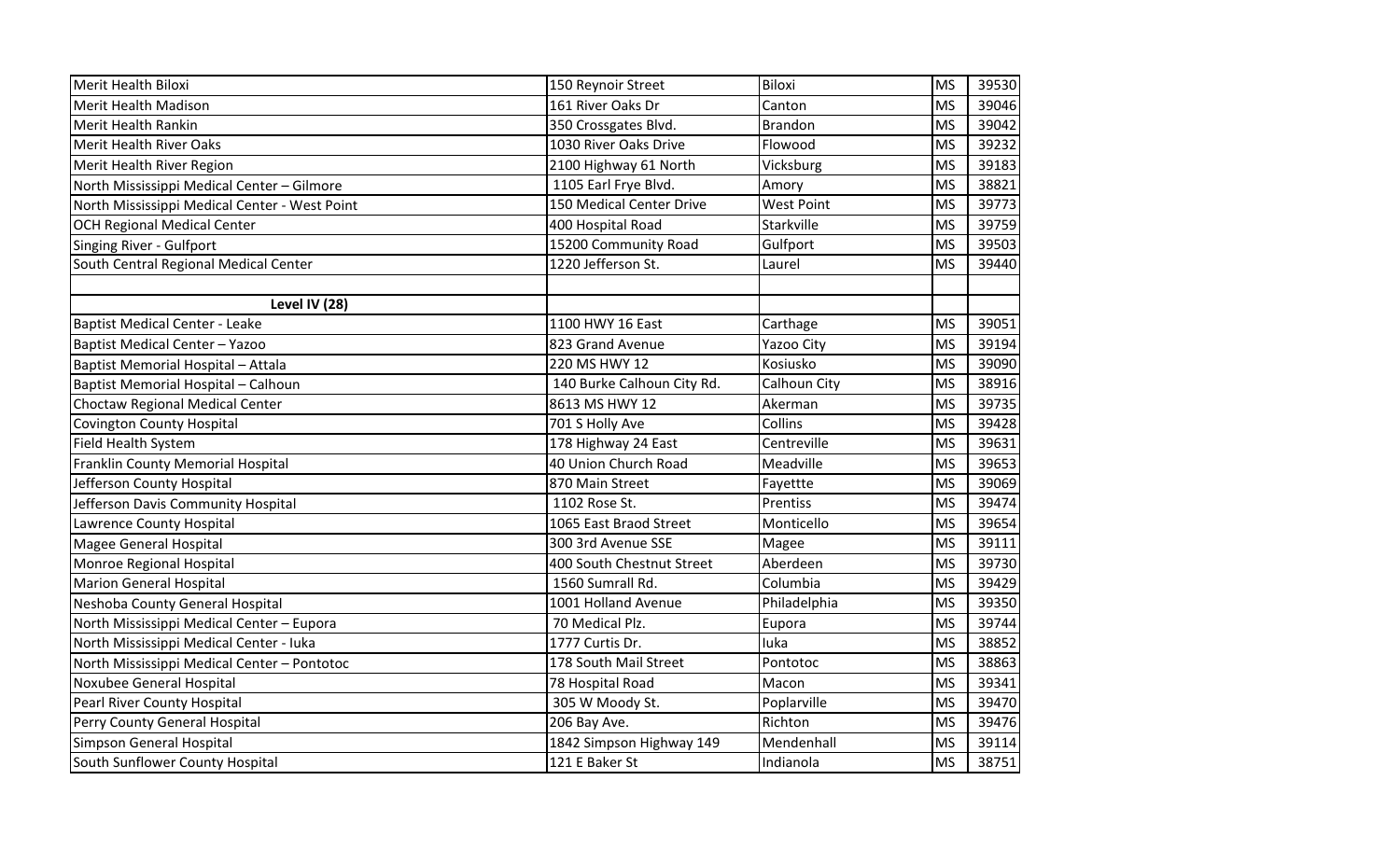| Merit Health Biloxi | 150 Reynoir Street | Biloxi | MS | 39530 |
|---|---|---|---|---|
| Merit Health Madison | 161 River Oaks Dr | Canton | MS | 39046 |
| Merit Health Rankin | 350 Crossgates Blvd. | Brandon | MS | 39042 |
| Merit Health River Oaks | 1030 River Oaks Drive | Flowood | MS | 39232 |
| Merit Health River Region | 2100 Highway 61 North | Vicksburg | MS | 39183 |
| North Mississippi Medical Center – Gilmore | 1105 Earl Frye Blvd. | Amory | MS | 38821 |
| North Mississippi Medical Center - West Point | 150 Medical Center Drive | West Point | MS | 39773 |
| OCH Regional Medical Center | 400 Hospital Road | Starkville | MS | 39759 |
| Singing River - Gulfport | 15200 Community Road | Gulfport | MS | 39503 |
| South Central Regional Medical Center | 1220 Jefferson St. | Laurel | MS | 39440 |
| | | | | |
| **Level IV (28)** | | | | |
| Baptist Medical Center - Leake | 1100 HWY 16 East | Carthage | MS | 39051 |
| Baptist Medical Center – Yazoo | 823 Grand Avenue | Yazoo City | MS | 39194 |
| Baptist Memorial Hospital – Attala | 220 MS HWY 12 | Kosiusko | MS | 39090 |
| Baptist Memorial Hospital – Calhoun | 140 Burke Calhoun City Rd. | Calhoun City | MS | 38916 |
| Choctaw Regional Medical Center | 8613 MS HWY 12 | Akerman | MS | 39735 |
| Covington County Hospital | 701 S Holly Ave | Collins | MS | 39428 |
| Field Health System | 178 Highway 24 East | Centreville | MS | 39631 |
| Franklin County Memorial Hospital | 40 Union Church Road | Meadville | MS | 39653 |
| Jefferson County Hospital | 870 Main Street | Fayettte | MS | 39069 |
| Jefferson Davis Community Hospital | 1102 Rose St. | Prentiss | MS | 39474 |
| Lawrence County Hospital | 1065 East Braod Street | Monticello | MS | 39654 |
| Magee General Hospital | 300 3rd Avenue SSE | Magee | MS | 39111 |
| Monroe Regional Hospital | 400 South Chestnut Street | Aberdeen | MS | 39730 |
| Marion General Hospital | 1560 Sumrall Rd. | Columbia | MS | 39429 |
| Neshoba County General Hospital | 1001 Holland Avenue | Philadelphia | MS | 39350 |
| North Mississippi Medical Center – Eupora | 70 Medical Plz. | Eupora | MS | 39744 |
| North Mississippi Medical Center - Iuka | 1777 Curtis Dr. | Iuka | MS | 38852 |
| North Mississippi Medical Center – Pontotoc | 178 South Mail Street | Pontotoc | MS | 38863 |
| Noxubee General Hospital | 78 Hospital Road | Macon | MS | 39341 |
| Pearl River County Hospital | 305 W Moody St. | Poplarville | MS | 39470 |
| Perry County General Hospital | 206 Bay Ave. | Richton | MS | 39476 |
| Simpson General Hospital | 1842 Simpson Highway 149 | Mendenhall | MS | 39114 |
| South Sunflower County Hospital | 121 E Baker St | Indianola | MS | 38751 |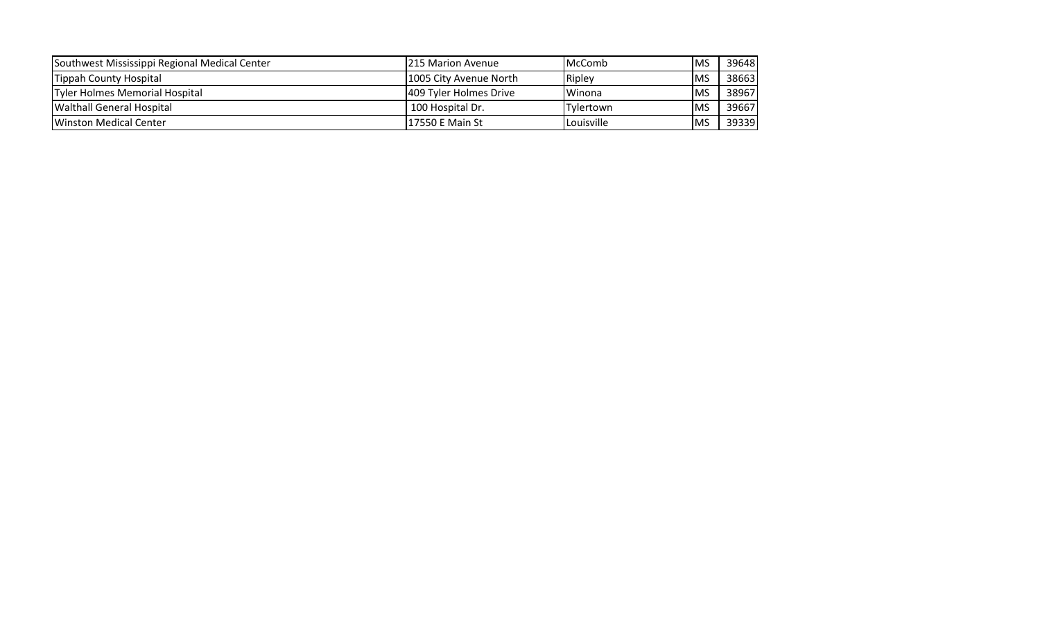| | | | | |
|---|---|---|---|---|
| Southwest Mississippi Regional Medical Center | 215 Marion Avenue | McComb | MS | 39648 |
| Tippah County Hospital | 1005 City Avenue North | Ripley | MS | 38663 |
| Tyler Holmes Memorial Hospital | 409 Tyler Holmes Drive | Winona | MS | 38967 |
| Walthall General Hospital | 100 Hospital Dr. | Tylertown | MS | 39667 |
| Winston Medical Center | 17550 E Main St | Louisville | MS | 39339 |